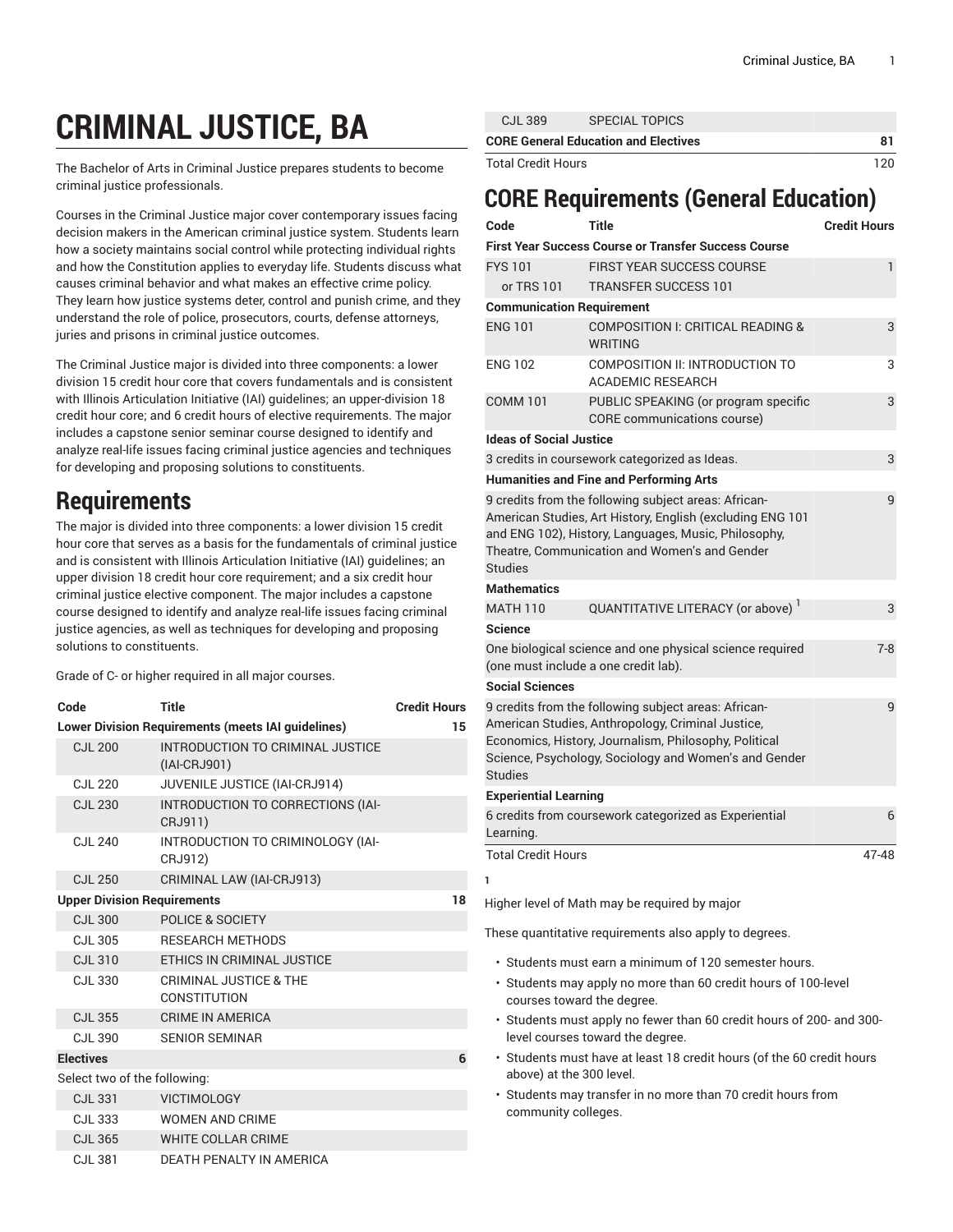# CRIMINAL JUSTICE, BA

The Bachelor of Arts in Criminal Justice prepares students to become criminal justice professionals.

Courses in the Criminal Justice major cover contemporary issues facing decision makers in the American criminal justice system. Students learn how a society maintains social control while protecting individual rights and how the Constitution applies to everyday life. Students discuss what causes criminal behavior and what makes an effective crime policy. They learn how justice systems deter, control and punish crime, and they understand the role of police, prosecutors, courts, defense attorneys, juries and prisons in criminal justice outcomes.

The Criminal Justice major is divided into three components: a lower division 15 credit hour core that covers fundamentals and is consistent with Illinois Articulation Initiative (IAI) guidelines; an upper-division 18 credit hour core; and 6 credit hours of elective requirements. The major includes a capstone senior seminar course designed to identify and analyze real-life issues facing criminal justice agencies and techniques for developing and proposing solutions to constituents.

## Requirements

The major is divided into three components: a lower division 15 credit hour core that serves as a basis for the fundamentals of criminal justice and is consistent with Illinois Articulation Initiative (IAI) guidelines; an upper division 18 credit hour core requirement; and a six credit hour criminal justice elective component. The major includes a capstone course designed to identify and analyze real-life issues facing criminal justice agencies, as well as techniques for developing and proposing solutions to constituents.

Grade of C- or higher required in all major courses.

| Code | Title | Credit Hours |
|---|---|---|
| **Lower Division Requirements (meets IAI guidelines)** | | **15** |
| CJL 200 | INTRODUCTION TO CRIMINAL JUSTICE (IAI-CRJ901) | |
| CJL 220 | JUVENILE JUSTICE (IAI-CRJ914) | |
| CJL 230 | INTRODUCTION TO CORRECTIONS (IAI-CRJ911) | |
| CJL 240 | INTRODUCTION TO CRIMINOLOGY (IAI-CRJ912) | |
| CJL 250 | CRIMINAL LAW (IAI-CRJ913) | |
| **Upper Division Requirements** | | **18** |
| CJL 300 | POLICE & SOCIETY | |
| CJL 305 | RESEARCH METHODS | |
| CJL 310 | ETHICS IN CRIMINAL JUSTICE | |
| CJL 330 | CRIMINAL JUSTICE & THE CONSTITUTION | |
| CJL 355 | CRIME IN AMERICA | |
| CJL 390 | SENIOR SEMINAR | |
| **Electives** | | **6** |
| Select two of the following: | | |
| CJL 331 | VICTIMOLOGY | |
| CJL 333 | WOMEN AND CRIME | |
| CJL 365 | WHITE COLLAR CRIME | |
| CJL 381 | DEATH PENALTY IN AMERICA | |
| CJL 389 | SPECIAL TOPICS | |
| **CORE General Education and Electives** | | **81** |
| Total Credit Hours | | 120 |

# CORE Requirements (General Education)

| Code | Title | Credit Hours |
|---|---|---|
| **First Year Success Course or Transfer Success Course** | | |
| FYS 101 | FIRST YEAR SUCCESS COURSE | 1 |
| or TRS 101 | TRANSFER SUCCESS 101 | |
| **Communication Requirement** | | |
| ENG 101 | COMPOSITION I: CRITICAL READING & WRITING | 3 |
| ENG 102 | COMPOSITION II: INTRODUCTION TO ACADEMIC RESEARCH | 3 |
| COMM 101 | PUBLIC SPEAKING (or program specific CORE communications course) | 3 |
| **Ideas of Social Justice** | | |
| 3 credits in coursework categorized as Ideas. | | 3 |
| **Humanities and Fine and Performing Arts** | | |
| 9 credits from the following subject areas: African-American Studies, Art History, English (excluding ENG 101 and ENG 102), History, Languages, Music, Philosophy, Theatre, Communication and Women's and Gender Studies | | 9 |
| **Mathematics** | | |
| MATH 110 | QUANTITATIVE LITERACY (or above) [1] | 3 |
| **Science** | | |
| One biological science and one physical science required (one must include a one credit lab). | | 7-8 |
| **Social Sciences** | | |
| 9 credits from the following subject areas: African-American Studies, Anthropology, Criminal Justice, Economics, History, Journalism, Philosophy, Political Science, Psychology, Sociology and Women's and Gender Studies | | 9 |
| **Experiential Learning** | | |
| 6 credits from coursework categorized as Experiential Learning. | | 6 |
| Total Credit Hours | | 47-48 |

1

Higher level of Math may be required by major

These quantitative requirements also apply to degrees.

- Students must earn a minimum of 120 semester hours.
- Students may apply no more than 60 credit hours of 100-level courses toward the degree.
- Students must apply no fewer than 60 credit hours of 200- and 300-level courses toward the degree.
- Students must have at least 18 credit hours (of the 60 credit hours above) at the 300 level.
- Students may transfer in no more than 70 credit hours from community colleges.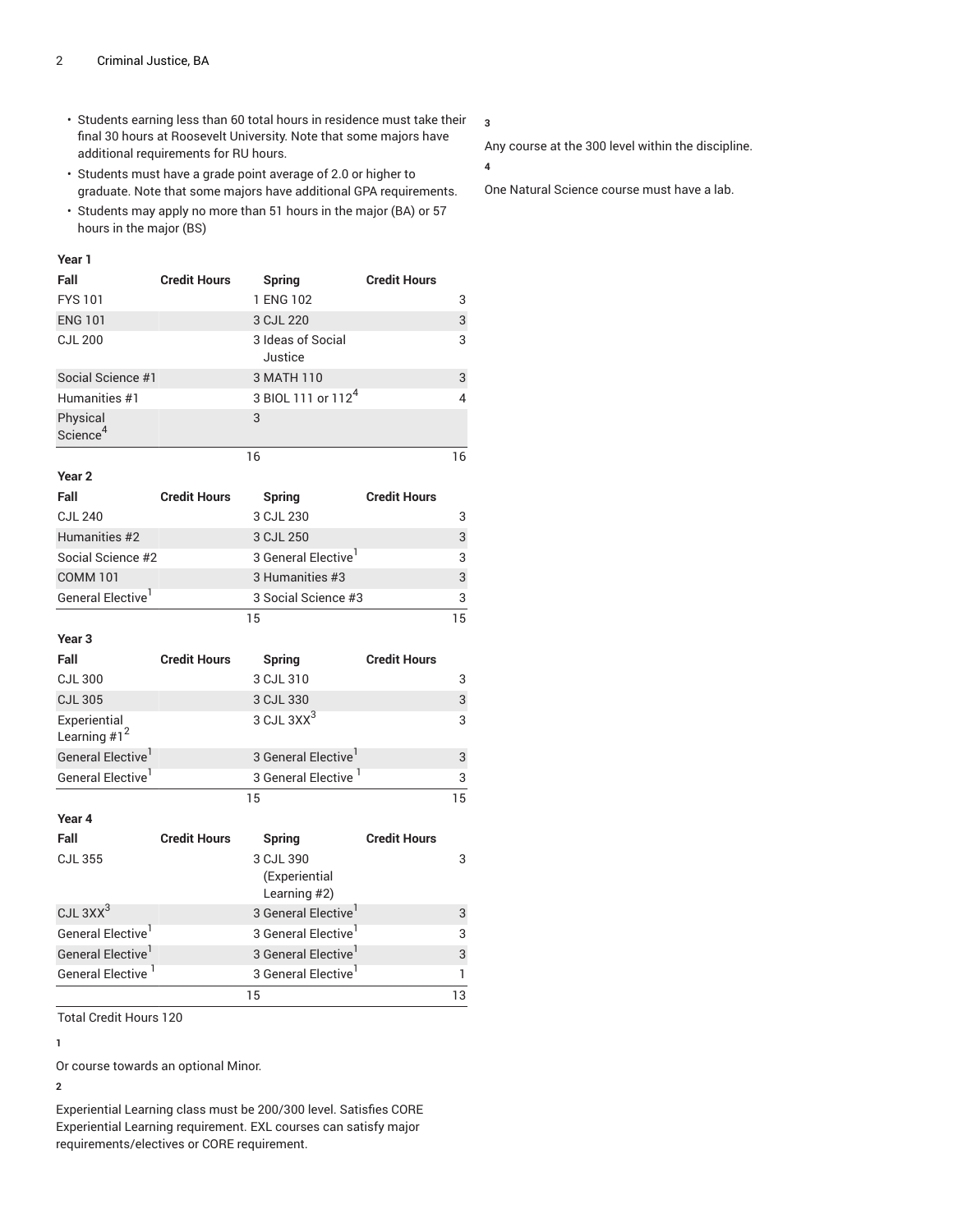- Students earning less than 60 total hours in residence must take their final 30 hours at Roosevelt University. Note that some majors have additional requirements for RU hours.
- Students must have a grade point average of 2.0 or higher to graduate. Note that some majors have additional GPA requirements.
- Students may apply no more than 51 hours in the major (BA) or 57 hours in the major (BS)

**Year 1**

| Fall | Credit Hours | Spring | Credit Hours |
|---|---|---|---|
| FYS 101 | 1 | ENG 102 | 3 |
| ENG 101 | 3 | CJL 220 | 3 |
| CJL 200 | 3 | Ideas of Social Justice | 3 |
| Social Science #1 | 3 | MATH 110 | 3 |
| Humanities #1 | 3 | BIOL 111 or 112[4] | 4 |
| Physical Science[4] | 3 | | |
| | 16 | | 16 |

**Year 2**

| Fall | Credit Hours | Spring | Credit Hours |
|---|---|---|---|
| CJL 240 | 3 | CJL 230 | 3 |
| Humanities #2 | 3 | CJL 250 | 3 |
| Social Science #2 | 3 | General Elective[1] | 3 |
| COMM 101 | 3 | Humanities #3 | 3 |
| General Elective[1] | 3 | Social Science #3 | 3 |
| | 15 | | 15 |

**Year 3**

| Fall | Credit Hours | Spring | Credit Hours |
|---|---|---|---|
| CJL 300 | 3 | CJL 310 | 3 |
| CJL 305 | 3 | CJL 330 | 3 |
| Experiential Learning #1[2] | 3 | CJL 3XX[3] | 3 |
| General Elective[1] | 3 | General Elective[1] | 3 |
| General Elective[1] | 3 | General Elective[1] | 3 |
| | 15 | | 15 |

**Year 4**

| Fall | Credit Hours | Spring | Credit Hours |
|---|---|---|---|
| CJL 355 | 3 | CJL 390 (Experiential Learning #2) | 3 |
| CJL 3XX[3] | 3 | General Elective[1] | 3 |
| General Elective[1] | 3 | General Elective[1] | 3 |
| General Elective[1] | 3 | General Elective[1] | 3 |
| General Elective[1] | 3 | General Elective[1] | 1 |
| | 15 | | 13 |

Total Credit Hours 120

1

Or course towards an optional Minor.

2

Experiential Learning class must be 200/300 level. Satisfies CORE Experiential Learning requirement. EXL courses can satisfy major requirements/electives or CORE requirement.

3

Any course at the 300 level within the discipline.

4

One Natural Science course must have a lab.